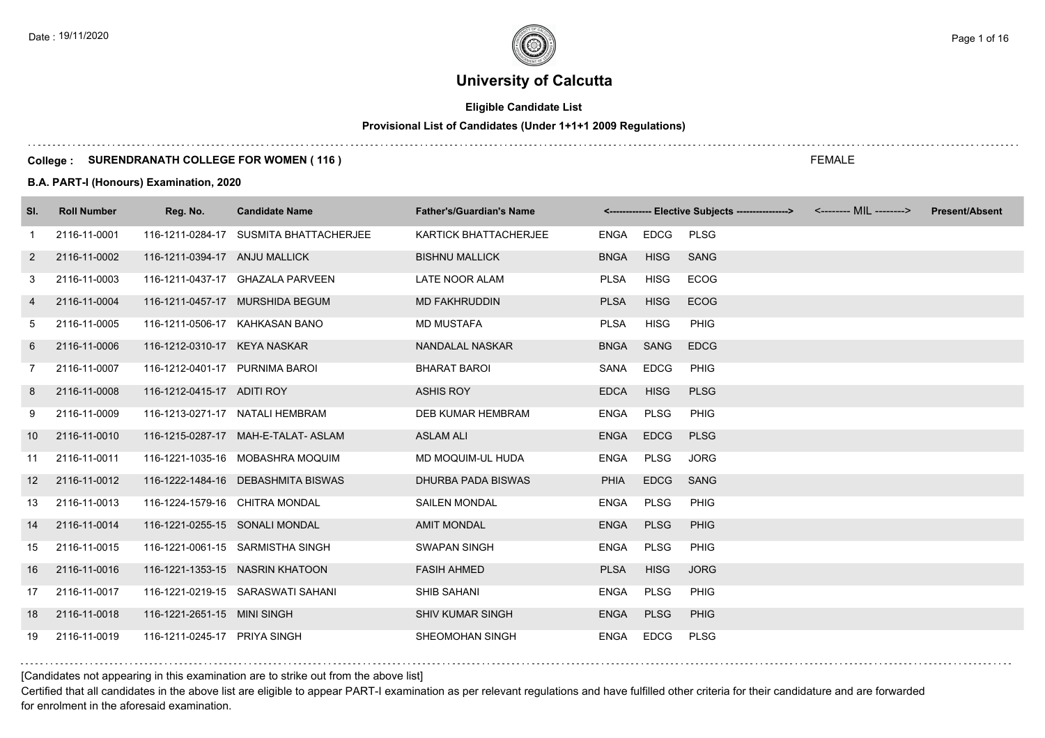# University of Calcutta

**Eligible Candidate List**

**Provisional List of Candidates (Under 1+1+1 2009 Regulations)**

**College : SURENDRANATH COLLEGE FOR WOMEN ( 116 )**

FEMALE

**B.A. PART-I (Honours) Examination, 2020**

| Sl. | Roll Number | Reg. No. | Candidate Name | Father's/Guardian's Name | <------------- Elective Subjects ----------------> | | | <-------- MIL --------> | Present/Absent |
|---|---|---|---|---|---|---|---|---|---|
| 1 | 2116-11-0001 | 116-1211-0284-17 | SUSMITA BHATTACHERJEE | KARTICK BHATTACHERJEE | ENGA | EDCG | PLSG | | |
| 2 | 2116-11-0002 | 116-1211-0394-17 | ANJU MALLICK | BISHNU MALLICK | BNGA | HISG | SANG | | |
| 3 | 2116-11-0003 | 116-1211-0437-17 | GHAZALA PARVEEN | LATE NOOR ALAM | PLSA | HISG | ECOG | | |
| 4 | 2116-11-0004 | 116-1211-0457-17 | MURSHIDA BEGUM | MD FAKHRUDDIN | PLSA | HISG | ECOG | | |
| 5 | 2116-11-0005 | 116-1211-0506-17 | KAHKASAN BANO | MD MUSTAFA | PLSA | HISG | PHIG | | |
| 6 | 2116-11-0006 | 116-1212-0310-17 | KEYA NASKAR | NANDALAL NASKAR | BNGA | SANG | EDCG | | |
| 7 | 2116-11-0007 | 116-1212-0401-17 | PURNIMA BAROI | BHARAT BAROI | SANA | EDCG | PHIG | | |
| 8 | 2116-11-0008 | 116-1212-0415-17 | ADITI ROY | ASHIS ROY | EDCA | HISG | PLSG | | |
| 9 | 2116-11-0009 | 116-1213-0271-17 | NATALI HEMBRAM | DEB KUMAR HEMBRAM | ENGA | PLSG | PHIG | | |
| 10 | 2116-11-0010 | 116-1215-0287-17 | MAH-E-TALAT- ASLAM | ASLAM ALI | ENGA | EDCG | PLSG | | |
| 11 | 2116-11-0011 | 116-1221-1035-16 | MOBASHRA MOQUIM | MD MOQUIM-UL HUDA | ENGA | PLSG | JORG | | |
| 12 | 2116-11-0012 | 116-1222-1484-16 | DEBASHMITA BISWAS | DHURBA PADA BISWAS | PHIA | EDCG | SANG | | |
| 13 | 2116-11-0013 | 116-1224-1579-16 | CHITRA MONDAL | SAILEN MONDAL | ENGA | PLSG | PHIG | | |
| 14 | 2116-11-0014 | 116-1221-0255-15 | SONALI MONDAL | AMIT MONDAL | ENGA | PLSG | PHIG | | |
| 15 | 2116-11-0015 | 116-1221-0061-15 | SARMISTHA SINGH | SWAPAN SINGH | ENGA | PLSG | PHIG | | |
| 16 | 2116-11-0016 | 116-1221-1353-15 | NASRIN KHATOON | FASIH AHMED | PLSA | HISG | JORG | | |
| 17 | 2116-11-0017 | 116-1221-0219-15 | SARASWATI SAHANI | SHIB SAHANI | ENGA | PLSG | PHIG | | |
| 18 | 2116-11-0018 | 116-1221-2651-15 | MINI SINGH | SHIV KUMAR SINGH | ENGA | PLSG | PHIG | | |
| 19 | 2116-11-0019 | 116-1211-0245-17 | PRIYA SINGH | SHEOMOHAN SINGH | ENGA | EDCG | PLSG | | |

[Candidates not appearing in this examination are to strike out from the above list]

Certified that all candidates in the above list are eligible to appear PART-I examination as per relevant regulations and have fulfilled other criteria for their candidature and are forwarded for enrolment in the aforesaid examination.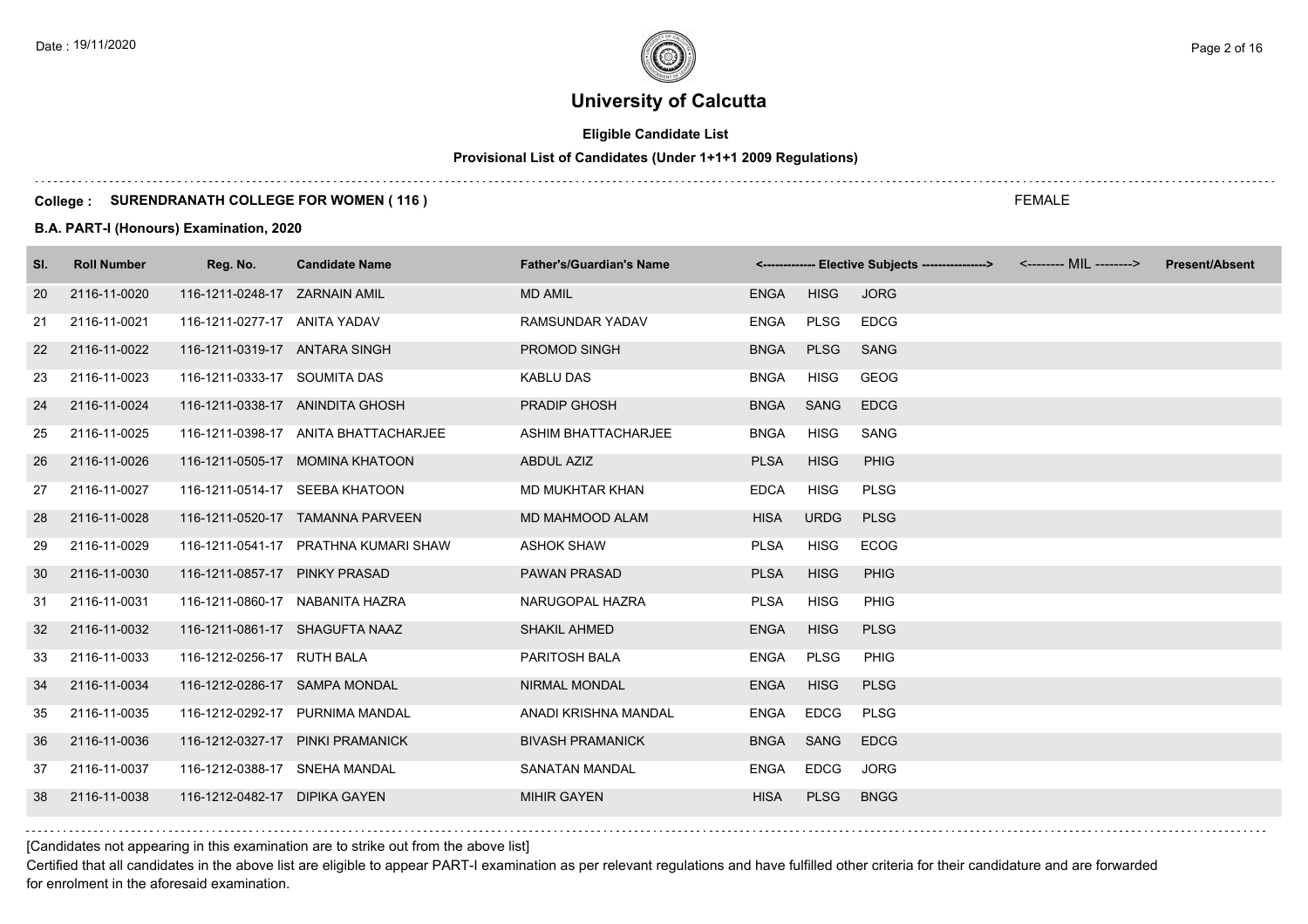# University of Calcutta

**Eligible Candidate List**

**Provisional List of Candidates (Under 1+1+1 2009 Regulations)**

**College : SURENDRANATH COLLEGE FOR WOMEN ( 116 )**

FEMALE

**B.A. PART-I (Honours) Examination, 2020**

| Sl. | Roll Number | Reg. No. | Candidate Name | Father's/Guardian's Name | <------------- Elective Subjects ----------------> | | | <-------- MIL --------> | Present/Absent |
|---|---|---|---|---|---|---|---|---|---|
| 20 | 2116-11-0020 | 116-1211-0248-17 | ZARNAIN AMIL | MD AMIL | ENGA | HISG | JORG | | |
| 21 | 2116-11-0021 | 116-1211-0277-17 | ANITA YADAV | RAMSUNDAR YADAV | ENGA | PLSG | EDCG | | |
| 22 | 2116-11-0022 | 116-1211-0319-17 | ANTARA SINGH | PROMOD SINGH | BNGA | PLSG | SANG | | |
| 23 | 2116-11-0023 | 116-1211-0333-17 | SOUMITA DAS | KABLU DAS | BNGA | HISG | GEOG | | |
| 24 | 2116-11-0024 | 116-1211-0338-17 | ANINDITA GHOSH | PRADIP GHOSH | BNGA | SANG | EDCG | | |
| 25 | 2116-11-0025 | 116-1211-0398-17 | ANITA BHATTACHARJEE | ASHIM BHATTACHARJEE | BNGA | HISG | SANG | | |
| 26 | 2116-11-0026 | 116-1211-0505-17 | MOMINA KHATOON | ABDUL AZIZ | PLSA | HISG | PHIG | | |
| 27 | 2116-11-0027 | 116-1211-0514-17 | SEEBA KHATOON | MD MUKHTAR KHAN | EDCA | HISG | PLSG | | |
| 28 | 2116-11-0028 | 116-1211-0520-17 | TAMANNA PARVEEN | MD MAHMOOD ALAM | HISA | URDG | PLSG | | |
| 29 | 2116-11-0029 | 116-1211-0541-17 | PRATHNA KUMARI SHAW | ASHOK SHAW | PLSA | HISG | ECOG | | |
| 30 | 2116-11-0030 | 116-1211-0857-17 | PINKY PRASAD | PAWAN PRASAD | PLSA | HISG | PHIG | | |
| 31 | 2116-11-0031 | 116-1211-0860-17 | NABANITA HAZRA | NARUGOPAL HAZRA | PLSA | HISG | PHIG | | |
| 32 | 2116-11-0032 | 116-1211-0861-17 | SHAGUFTA NAAZ | SHAKIL AHMED | ENGA | HISG | PLSG | | |
| 33 | 2116-11-0033 | 116-1212-0256-17 | RUTH BALA | PARITOSH BALA | ENGA | PLSG | PHIG | | |
| 34 | 2116-11-0034 | 116-1212-0286-17 | SAMPA MONDAL | NIRMAL MONDAL | ENGA | HISG | PLSG | | |
| 35 | 2116-11-0035 | 116-1212-0292-17 | PURNIMA MANDAL | ANADI KRISHNA MANDAL | ENGA | EDCG | PLSG | | |
| 36 | 2116-11-0036 | 116-1212-0327-17 | PINKI PRAMANICK | BIVASH PRAMANICK | BNGA | SANG | EDCG | | |
| 37 | 2116-11-0037 | 116-1212-0388-17 | SNEHA MANDAL | SANATAN MANDAL | ENGA | EDCG | JORG | | |
| 38 | 2116-11-0038 | 116-1212-0482-17 | DIPIKA GAYEN | MIHIR GAYEN | HISA | PLSG | BNGG | | |

[Candidates not appearing in this examination are to strike out from the above list]

Certified that all candidates in the above list are eligible to appear PART-I examination as per relevant regulations and have fulfilled other criteria for their candidature and are forwarded for enrolment in the aforesaid examination.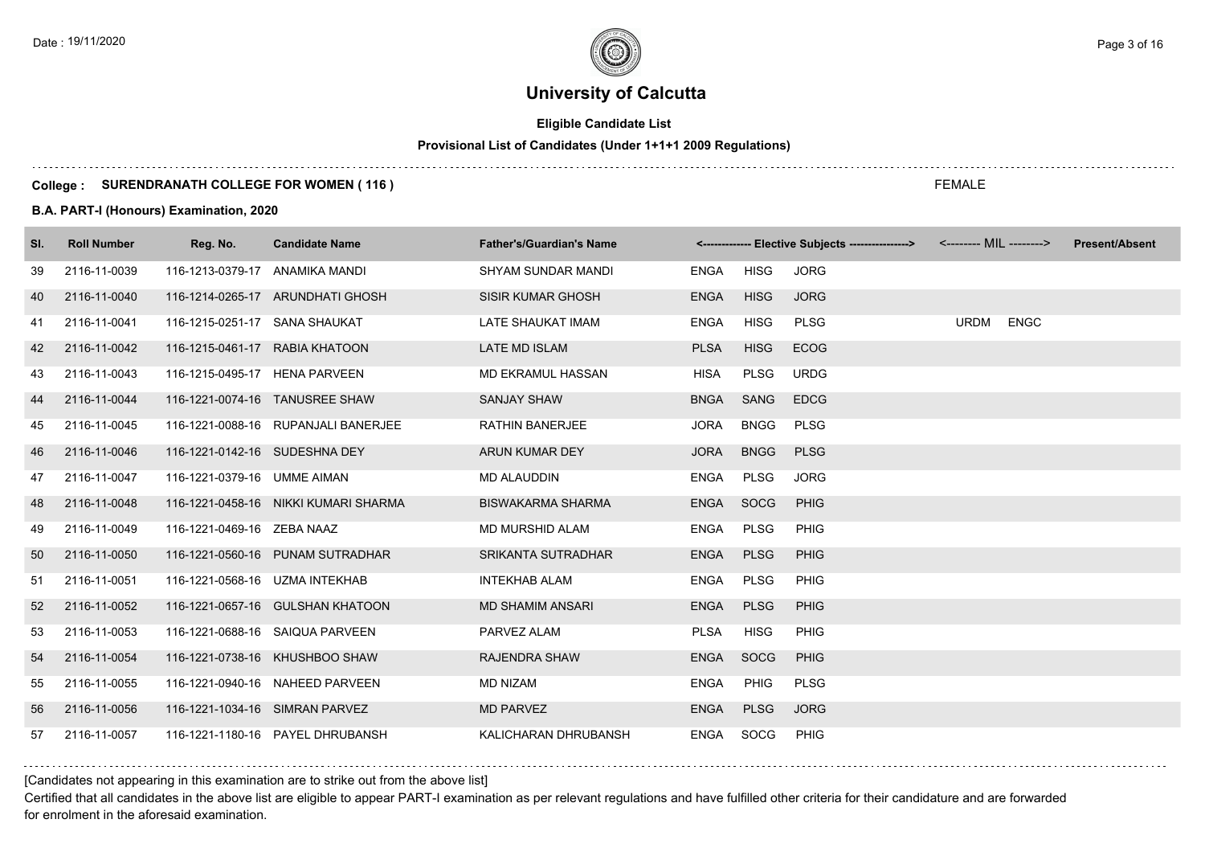# University of Calcutta

**Eligible Candidate List**

**Provisional List of Candidates (Under 1+1+1 2009 Regulations)**

**College : SURENDRANATH COLLEGE FOR WOMEN ( 116 )**

FEMALE

**B.A. PART-I (Honours) Examination, 2020**

| Sl. | Roll Number | Reg. No. | Candidate Name | Father's/Guardian's Name | <------------- Elective Subjects ----------------> | | | <-------- MIL --------> | | Present/Absent |
|---|---|---|---|---|---|---|---|---|---|---|
| 39 | 2116-11-0039 | 116-1213-0379-17 | ANAMIKA MANDI | SHYAM SUNDAR MANDI | ENGA | HISG | JORG | | | |
| 40 | 2116-11-0040 | 116-1214-0265-17 | ARUNDHATI GHOSH | SISIR KUMAR GHOSH | ENGA | HISG | JORG | | | |
| 41 | 2116-11-0041 | 116-1215-0251-17 | SANA SHAUKAT | LATE SHAUKAT IMAM | ENGA | HISG | PLSG | URDM | ENGC | |
| 42 | 2116-11-0042 | 116-1215-0461-17 | RABIA KHATOON | LATE MD ISLAM | PLSA | HISG | ECOG | | | |
| 43 | 2116-11-0043 | 116-1215-0495-17 | HENA PARVEEN | MD EKRAMUL HASSAN | HISA | PLSG | URDG | | | |
| 44 | 2116-11-0044 | 116-1221-0074-16 | TANUSREE SHAW | SANJAY SHAW | BNGA | SANG | EDCG | | | |
| 45 | 2116-11-0045 | 116-1221-0088-16 | RUPANJALI BANERJEE | RATHIN BANERJEE | JORA | BNGG | PLSG | | | |
| 46 | 2116-11-0046 | 116-1221-0142-16 | SUDESHNA DEY | ARUN KUMAR DEY | JORA | BNGG | PLSG | | | |
| 47 | 2116-11-0047 | 116-1221-0379-16 | UMME AIMAN | MD ALAUDDIN | ENGA | PLSG | JORG | | | |
| 48 | 2116-11-0048 | 116-1221-0458-16 | NIKKI KUMARI SHARMA | BISWAKARMA SHARMA | ENGA | SOCG | PHIG | | | |
| 49 | 2116-11-0049 | 116-1221-0469-16 | ZEBA NAAZ | MD MURSHID ALAM | ENGA | PLSG | PHIG | | | |
| 50 | 2116-11-0050 | 116-1221-0560-16 | PUNAM SUTRADHAR | SRIKANTA SUTRADHAR | ENGA | PLSG | PHIG | | | |
| 51 | 2116-11-0051 | 116-1221-0568-16 | UZMA INTEKHAB | INTEKHAB ALAM | ENGA | PLSG | PHIG | | | |
| 52 | 2116-11-0052 | 116-1221-0657-16 | GULSHAN KHATOON | MD SHAMIM ANSARI | ENGA | PLSG | PHIG | | | |
| 53 | 2116-11-0053 | 116-1221-0688-16 | SAIQUA PARVEEN | PARVEZ ALAM | PLSA | HISG | PHIG | | | |
| 54 | 2116-11-0054 | 116-1221-0738-16 | KHUSHBOO SHAW | RAJENDRA SHAW | ENGA | SOCG | PHIG | | | |
| 55 | 2116-11-0055 | 116-1221-0940-16 | NAHEED PARVEEN | MD NIZAM | ENGA | PHIG | PLSG | | | |
| 56 | 2116-11-0056 | 116-1221-1034-16 | SIMRAN PARVEZ | MD PARVEZ | ENGA | PLSG | JORG | | | |
| 57 | 2116-11-0057 | 116-1221-1180-16 | PAYEL DHRUBANSH | KALICHARAN DHRUBANSH | ENGA | SOCG | PHIG | | | |

[Candidates not appearing in this examination are to strike out from the above list]

Certified that all candidates in the above list are eligible to appear PART-I examination as per relevant regulations and have fulfilled other criteria for their candidature and are forwarded for enrolment in the aforesaid examination.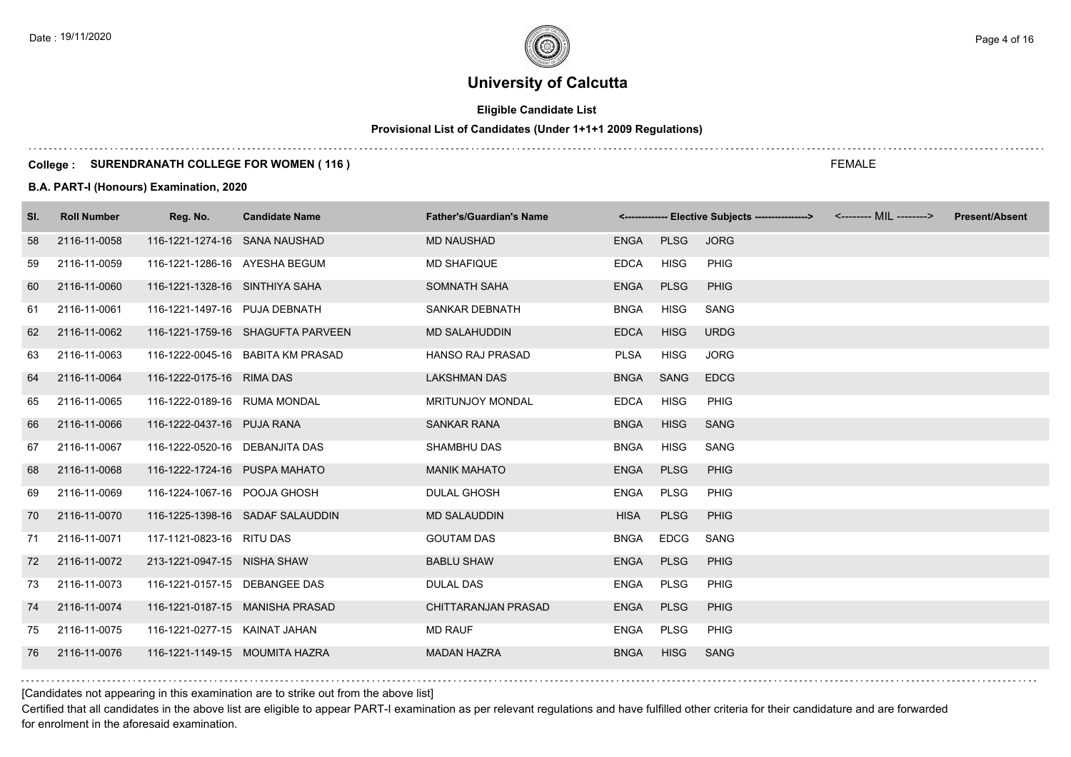# University of Calcutta

**Eligible Candidate List**

**Provisional List of Candidates (Under 1+1+1 2009 Regulations)**

**College : SURENDRANATH COLLEGE FOR WOMEN ( 116 )**

FEMALE

**B.A. PART-I (Honours) Examination, 2020**

| Sl. | Roll Number | Reg. No. | Candidate Name | Father's/Guardian's Name | <------------- Elective Subjects ----------------> | <-------- MIL --------> | Present/Absent |
|---|---|---|---|---|---|---|---|
| 58 | 2116-11-0058 | 116-1221-1274-16 | SANA NAUSHAD | MD NAUSHAD | ENGA PLSG JORG | | |
| 59 | 2116-11-0059 | 116-1221-1286-16 | AYESHA BEGUM | MD SHAFIQUE | EDCA HISG PHIG | | |
| 60 | 2116-11-0060 | 116-1221-1328-16 | SINTHIYA SAHA | SOMNATH SAHA | ENGA PLSG PHIG | | |
| 61 | 2116-11-0061 | 116-1221-1497-16 | PUJA DEBNATH | SANKAR DEBNATH | BNGA HISG SANG | | |
| 62 | 2116-11-0062 | 116-1221-1759-16 | SHAGUFTA PARVEEN | MD SALAHUDDIN | EDCA HISG URDG | | |
| 63 | 2116-11-0063 | 116-1222-0045-16 | BABITA KM PRASAD | HANSO RAJ PRASAD | PLSA HISG JORG | | |
| 64 | 2116-11-0064 | 116-1222-0175-16 | RIMA DAS | LAKSHMAN DAS | BNGA SANG EDCG | | |
| 65 | 2116-11-0065 | 116-1222-0189-16 | RUMA MONDAL | MRITUNJOY MONDAL | EDCA HISG PHIG | | |
| 66 | 2116-11-0066 | 116-1222-0437-16 | PUJA RANA | SANKAR RANA | BNGA HISG SANG | | |
| 67 | 2116-11-0067 | 116-1222-0520-16 | DEBANJITA DAS | SHAMBHU DAS | BNGA HISG SANG | | |
| 68 | 2116-11-0068 | 116-1222-1724-16 | PUSPA MAHATO | MANIK MAHATO | ENGA PLSG PHIG | | |
| 69 | 2116-11-0069 | 116-1224-1067-16 | POOJA GHOSH | DULAL GHOSH | ENGA PLSG PHIG | | |
| 70 | 2116-11-0070 | 116-1225-1398-16 | SADAF SALAUDDIN | MD SALAUDDIN | HISA PLSG PHIG | | |
| 71 | 2116-11-0071 | 117-1121-0823-16 | RITU DAS | GOUTAM DAS | BNGA EDCG SANG | | |
| 72 | 2116-11-0072 | 213-1221-0947-15 | NISHA SHAW | BABLU SHAW | ENGA PLSG PHIG | | |
| 73 | 2116-11-0073 | 116-1221-0157-15 | DEBANGEE DAS | DULAL DAS | ENGA PLSG PHIG | | |
| 74 | 2116-11-0074 | 116-1221-0187-15 | MANISHA PRASAD | CHITTARANJAN PRASAD | ENGA PLSG PHIG | | |
| 75 | 2116-11-0075 | 116-1221-0277-15 | KAINAT JAHAN | MD RAUF | ENGA PLSG PHIG | | |
| 76 | 2116-11-0076 | 116-1221-1149-15 | MOUMITA HAZRA | MADAN HAZRA | BNGA HISG SANG | | |

[Candidates not appearing in this examination are to strike out from the above list]

Certified that all candidates in the above list are eligible to appear PART-I examination as per relevant regulations and have fulfilled other criteria for their candidature and are forwarded for enrolment in the aforesaid examination.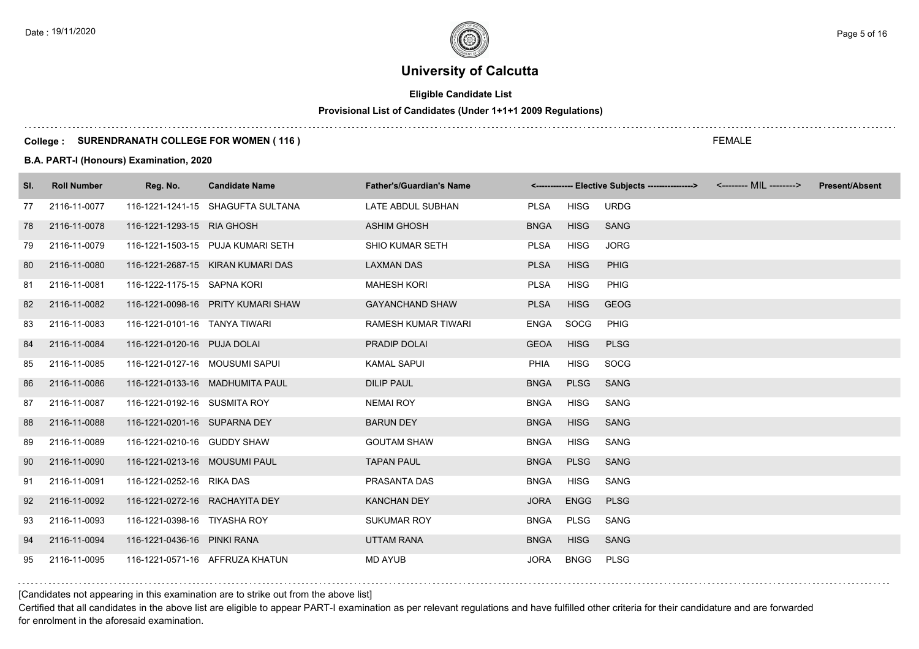# University of Calcutta

## Eligible Candidate List

### Provisional List of Candidates (Under 1+1+1 2009 Regulations)

**College : SURENDRANATH COLLEGE FOR WOMEN ( 116 )**

FEMALE

**B.A. PART-I (Honours) Examination, 2020**

| Sl. | Roll Number | Reg. No. | Candidate Name | Father's/Guardian's Name | <------------- Elective Subjects ----------------> | | | <-------- MIL --------> | Present/Absent |
|---|---|---|---|---|---|---|---|---|---|
| 77 | 2116-11-0077 | 116-1221-1241-15 | SHAGUFTA SULTANA | LATE ABDUL SUBHAN | PLSA | HISG | URDG | | |
| 78 | 2116-11-0078 | 116-1221-1293-15 | RIA GHOSH | ASHIM GHOSH | BNGA | HISG | SANG | | |
| 79 | 2116-11-0079 | 116-1221-1503-15 | PUJA KUMARI SETH | SHIO KUMAR SETH | PLSA | HISG | JORG | | |
| 80 | 2116-11-0080 | 116-1221-2687-15 | KIRAN KUMARI DAS | LAXMAN DAS | PLSA | HISG | PHIG | | |
| 81 | 2116-11-0081 | 116-1222-1175-15 | SAPNA KORI | MAHESH KORI | PLSA | HISG | PHIG | | |
| 82 | 2116-11-0082 | 116-1221-0098-16 | PRITY KUMARI SHAW | GAYANCHAND SHAW | PLSA | HISG | GEOG | | |
| 83 | 2116-11-0083 | 116-1221-0101-16 | TANYA TIWARI | RAMESH KUMAR TIWARI | ENGA | SOCG | PHIG | | |
| 84 | 2116-11-0084 | 116-1221-0120-16 | PUJA DOLAI | PRADIP DOLAI | GEOA | HISG | PLSG | | |
| 85 | 2116-11-0085 | 116-1221-0127-16 | MOUSUMI SAPUI | KAMAL SAPUI | PHIA | HISG | SOCG | | |
| 86 | 2116-11-0086 | 116-1221-0133-16 | MADHUMITA PAUL | DILIP PAUL | BNGA | PLSG | SANG | | |
| 87 | 2116-11-0087 | 116-1221-0192-16 | SUSMITA ROY | NEMAI ROY | BNGA | HISG | SANG | | |
| 88 | 2116-11-0088 | 116-1221-0201-16 | SUPARNA DEY | BARUN DEY | BNGA | HISG | SANG | | |
| 89 | 2116-11-0089 | 116-1221-0210-16 | GUDDY SHAW | GOUTAM SHAW | BNGA | HISG | SANG | | |
| 90 | 2116-11-0090 | 116-1221-0213-16 | MOUSUMI PAUL | TAPAN PAUL | BNGA | PLSG | SANG | | |
| 91 | 2116-11-0091 | 116-1221-0252-16 | RIKA DAS | PRASANTA DAS | BNGA | HISG | SANG | | |
| 92 | 2116-11-0092 | 116-1221-0272-16 | RACHAYITA DEY | KANCHAN DEY | JORA | ENGG | PLSG | | |
| 93 | 2116-11-0093 | 116-1221-0398-16 | TIYASHA ROY | SUKUMAR ROY | BNGA | PLSG | SANG | | |
| 94 | 2116-11-0094 | 116-1221-0436-16 | PINKI RANA | UTTAM RANA | BNGA | HISG | SANG | | |
| 95 | 2116-11-0095 | 116-1221-0571-16 | AFFRUZA KHATUN | MD AYUB | JORA | BNGG | PLSG | | |

[Candidates not appearing in this examination are to strike out from the above list]

Certified that all candidates in the above list are eligible to appear PART-I examination as per relevant regulations and have fulfilled other criteria for their candidature and are forwarded for enrolment in the aforesaid examination.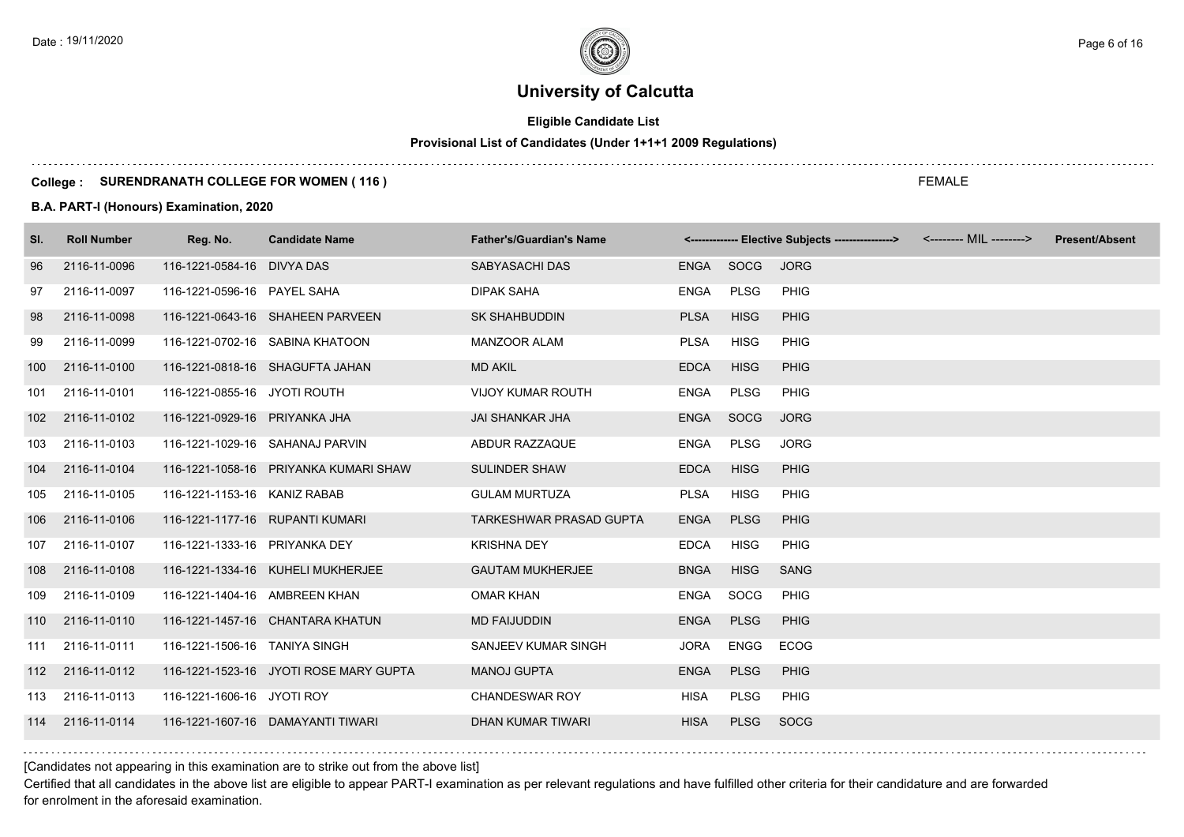# University of Calcutta

**Eligible Candidate List**

**Provisional List of Candidates (Under 1+1+1 2009 Regulations)**

**College : SURENDRANATH COLLEGE FOR WOMEN ( 116 )**

FEMALE

**B.A. PART-I (Honours) Examination, 2020**

| Sl. | Roll Number | Reg. No. | Candidate Name | Father's/Guardian's Name | <------------- Elective Subjects ----------------> | | | <-------- MIL --------> | Present/Absent |
|---|---|---|---|---|---|---|---|---|---|
| 96 | 2116-11-0096 | 116-1221-0584-16 | DIVYA DAS | SABYASACHI DAS | ENGA | SOCG | JORG | | |
| 97 | 2116-11-0097 | 116-1221-0596-16 | PAYEL SAHA | DIPAK SAHA | ENGA | PLSG | PHIG | | |
| 98 | 2116-11-0098 | 116-1221-0643-16 | SHAHEEN PARVEEN | SK SHAHBUDDIN | PLSA | HISG | PHIG | | |
| 99 | 2116-11-0099 | 116-1221-0702-16 | SABINA KHATOON | MANZOOR ALAM | PLSA | HISG | PHIG | | |
| 100 | 2116-11-0100 | 116-1221-0818-16 | SHAGUFTA JAHAN | MD AKIL | EDCA | HISG | PHIG | | |
| 101 | 2116-11-0101 | 116-1221-0855-16 | JYOTI ROUTH | VIJOY KUMAR ROUTH | ENGA | PLSG | PHIG | | |
| 102 | 2116-11-0102 | 116-1221-0929-16 | PRIYANKA JHA | JAI SHANKAR JHA | ENGA | SOCG | JORG | | |
| 103 | 2116-11-0103 | 116-1221-1029-16 | SAHANAJ PARVIN | ABDUR RAZZAQUE | ENGA | PLSG | JORG | | |
| 104 | 2116-11-0104 | 116-1221-1058-16 | PRIYANKA KUMARI SHAW | SULINDER SHAW | EDCA | HISG | PHIG | | |
| 105 | 2116-11-0105 | 116-1221-1153-16 | KANIZ RABAB | GULAM MURTUZA | PLSA | HISG | PHIG | | |
| 106 | 2116-11-0106 | 116-1221-1177-16 | RUPANTI KUMARI | TARKESHWAR PRASAD GUPTA | ENGA | PLSG | PHIG | | |
| 107 | 2116-11-0107 | 116-1221-1333-16 | PRIYANKA DEY | KRISHNA DEY | EDCA | HISG | PHIG | | |
| 108 | 2116-11-0108 | 116-1221-1334-16 | KUHELI MUKHERJEE | GAUTAM MUKHERJEE | BNGA | HISG | SANG | | |
| 109 | 2116-11-0109 | 116-1221-1404-16 | AMBREEN KHAN | OMAR KHAN | ENGA | SOCG | PHIG | | |
| 110 | 2116-11-0110 | 116-1221-1457-16 | CHANTARA KHATUN | MD FAIJUDDIN | ENGA | PLSG | PHIG | | |
| 111 | 2116-11-0111 | 116-1221-1506-16 | TANIYA SINGH | SANJEEV KUMAR SINGH | JORA | ENGG | ECOG | | |
| 112 | 2116-11-0112 | 116-1221-1523-16 | JYOTI ROSE MARY GUPTA | MANOJ GUPTA | ENGA | PLSG | PHIG | | |
| 113 | 2116-11-0113 | 116-1221-1606-16 | JYOTI ROY | CHANDESWAR ROY | HISA | PLSG | PHIG | | |
| 114 | 2116-11-0114 | 116-1221-1607-16 | DAMAYANTI TIWARI | DHAN KUMAR TIWARI | HISA | PLSG | SOCG | | |

[Candidates not appearing in this examination are to strike out from the above list]

Certified that all candidates in the above list are eligible to appear PART-I examination as per relevant regulations and have fulfilled other criteria for their candidature and are forwarded for enrolment in the aforesaid examination.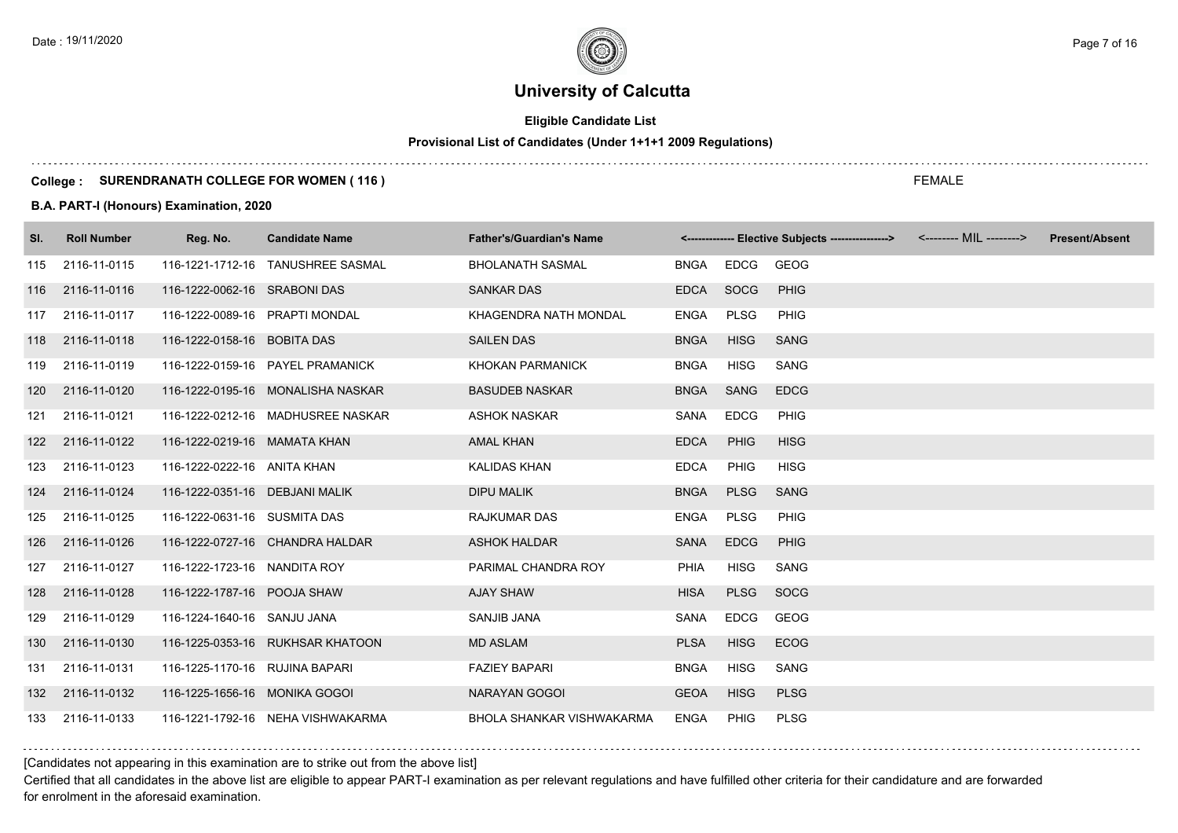# University of Calcutta

**Eligible Candidate List**

**Provisional List of Candidates (Under 1+1+1 2009 Regulations)**

**College : SURENDRANATH COLLEGE FOR WOMEN ( 116 )**

FEMALE

**B.A. PART-I (Honours) Examination, 2020**

| Sl. | Roll Number | Reg. No. | Candidate Name | Father's/Guardian's Name | <------------- Elective Subjects ----------------> | | | <-------- MIL --------> | Present/Absent |
|---|---|---|---|---|---|---|---|---|---|
| 115 | 2116-11-0115 | 116-1221-1712-16 | TANUSHREE SASMAL | BHOLANATH SASMAL | BNGA | EDCG | GEOG | | |
| 116 | 2116-11-0116 | 116-1222-0062-16 | SRABONI DAS | SANKAR DAS | EDCA | SOCG | PHIG | | |
| 117 | 2116-11-0117 | 116-1222-0089-16 | PRAPTI MONDAL | KHAGENDRA NATH MONDAL | ENGA | PLSG | PHIG | | |
| 118 | 2116-11-0118 | 116-1222-0158-16 | BOBITA DAS | SAILEN DAS | BNGA | HISG | SANG | | |
| 119 | 2116-11-0119 | 116-1222-0159-16 | PAYEL PRAMANICK | KHOKAN PARMANICK | BNGA | HISG | SANG | | |
| 120 | 2116-11-0120 | 116-1222-0195-16 | MONALISHA NASKAR | BASUDEB NASKAR | BNGA | SANG | EDCG | | |
| 121 | 2116-11-0121 | 116-1222-0212-16 | MADHUSREE NASKAR | ASHOK NASKAR | SANA | EDCG | PHIG | | |
| 122 | 2116-11-0122 | 116-1222-0219-16 | MAMATA KHAN | AMAL KHAN | EDCA | PHIG | HISG | | |
| 123 | 2116-11-0123 | 116-1222-0222-16 | ANITA KHAN | KALIDAS KHAN | EDCA | PHIG | HISG | | |
| 124 | 2116-11-0124 | 116-1222-0351-16 | DEBJANI MALIK | DIPU MALIK | BNGA | PLSG | SANG | | |
| 125 | 2116-11-0125 | 116-1222-0631-16 | SUSMITA DAS | RAJKUMAR DAS | ENGA | PLSG | PHIG | | |
| 126 | 2116-11-0126 | 116-1222-0727-16 | CHANDRA HALDAR | ASHOK HALDAR | SANA | EDCG | PHIG | | |
| 127 | 2116-11-0127 | 116-1222-1723-16 | NANDITA ROY | PARIMAL CHANDRA ROY | PHIA | HISG | SANG | | |
| 128 | 2116-11-0128 | 116-1222-1787-16 | POOJA SHAW | AJAY SHAW | HISA | PLSG | SOCG | | |
| 129 | 2116-11-0129 | 116-1224-1640-16 | SANJU JANA | SANJIB JANA | SANA | EDCG | GEOG | | |
| 130 | 2116-11-0130 | 116-1225-0353-16 | RUKHSAR KHATOON | MD ASLAM | PLSA | HISG | ECOG | | |
| 131 | 2116-11-0131 | 116-1225-1170-16 | RUJINA BAPARI | FAZIEY BAPARI | BNGA | HISG | SANG | | |
| 132 | 2116-11-0132 | 116-1225-1656-16 | MONIKA GOGOI | NARAYAN GOGOI | GEOA | HISG | PLSG | | |
| 133 | 2116-11-0133 | 116-1221-1792-16 | NEHA VISHWAKARMA | BHOLA SHANKAR VISHWAKARMA | ENGA | PHIG | PLSG | | |

[Candidates not appearing in this examination are to strike out from the above list]

Certified that all candidates in the above list are eligible to appear PART-I examination as per relevant regulations and have fulfilled other criteria for their candidature and are forwarded for enrolment in the aforesaid examination.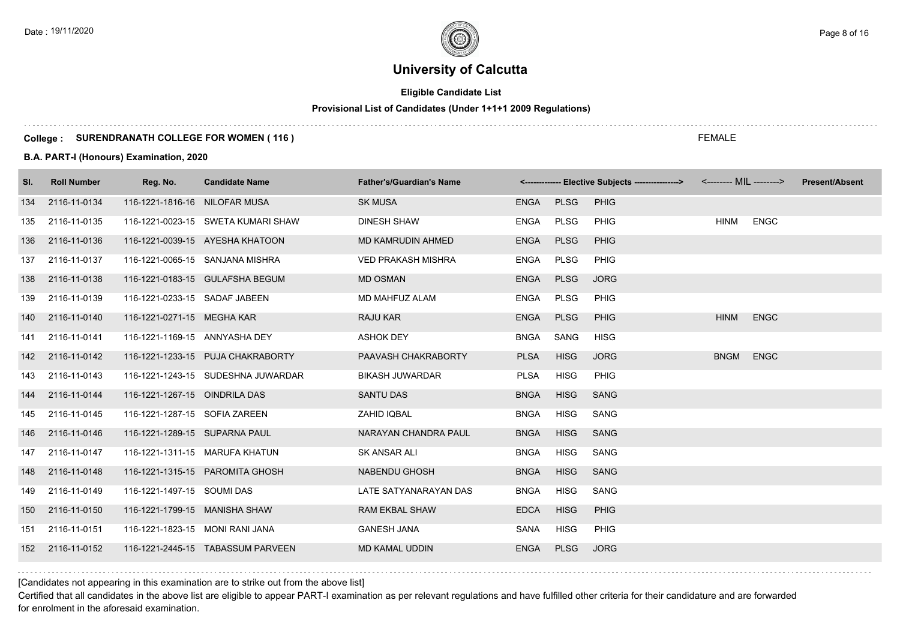# University of Calcutta

**Eligible Candidate List**

**Provisional List of Candidates (Under 1+1+1 2009 Regulations)**

**College : SURENDRANATH COLLEGE FOR WOMEN ( 116 )**

FEMALE

**B.A. PART-I (Honours) Examination, 2020**

| Sl. | Roll Number | Reg. No. | Candidate Name | Father's/Guardian's Name | <------------- Elective Subjects ----------------> | | | <-------- MIL --------> | | Present/Absent |
|---|---|---|---|---|---|---|---|---|---|---|
| 134 | 2116-11-0134 | 116-1221-1816-16 | NILOFAR MUSA | SK MUSA | ENGA | PLSG | PHIG | | | |
| 135 | 2116-11-0135 | 116-1221-0023-15 | SWETA KUMARI SHAW | DINESH SHAW | ENGA | PLSG | PHIG | HINM | ENGC | |
| 136 | 2116-11-0136 | 116-1221-0039-15 | AYESHA KHATOON | MD KAMRUDIN AHMED | ENGA | PLSG | PHIG | | | |
| 137 | 2116-11-0137 | 116-1221-0065-15 | SANJANA MISHRA | VED PRAKASH MISHRA | ENGA | PLSG | PHIG | | | |
| 138 | 2116-11-0138 | 116-1221-0183-15 | GULAFSHA BEGUM | MD OSMAN | ENGA | PLSG | JORG | | | |
| 139 | 2116-11-0139 | 116-1221-0233-15 | SADAF JABEEN | MD MAHFUZ ALAM | ENGA | PLSG | PHIG | | | |
| 140 | 2116-11-0140 | 116-1221-0271-15 | MEGHA KAR | RAJU KAR | ENGA | PLSG | PHIG | HINM | ENGC | |
| 141 | 2116-11-0141 | 116-1221-1169-15 | ANNYASHA DEY | ASHOK DEY | BNGA | SANG | HISG | | | |
| 142 | 2116-11-0142 | 116-1221-1233-15 | PUJA CHAKRABORTY | PAAVASH CHAKRABORTY | PLSA | HISG | JORG | BNGM | ENGC | |
| 143 | 2116-11-0143 | 116-1221-1243-15 | SUDESHNA JUWARDAR | BIKASH JUWARDAR | PLSA | HISG | PHIG | | | |
| 144 | 2116-11-0144 | 116-1221-1267-15 | OINDRILA DAS | SANTU DAS | BNGA | HISG | SANG | | | |
| 145 | 2116-11-0145 | 116-1221-1287-15 | SOFIA ZAREEN | ZAHID IQBAL | BNGA | HISG | SANG | | | |
| 146 | 2116-11-0146 | 116-1221-1289-15 | SUPARNA PAUL | NARAYAN CHANDRA PAUL | BNGA | HISG | SANG | | | |
| 147 | 2116-11-0147 | 116-1221-1311-15 | MARUFA KHATUN | SK ANSAR ALI | BNGA | HISG | SANG | | | |
| 148 | 2116-11-0148 | 116-1221-1315-15 | PAROMITA GHOSH | NABENDU GHOSH | BNGA | HISG | SANG | | | |
| 149 | 2116-11-0149 | 116-1221-1497-15 | SOUMI DAS | LATE SATYANARAYAN DAS | BNGA | HISG | SANG | | | |
| 150 | 2116-11-0150 | 116-1221-1799-15 | MANISHA SHAW | RAM EKBAL SHAW | EDCA | HISG | PHIG | | | |
| 151 | 2116-11-0151 | 116-1221-1823-15 | MONI RANI JANA | GANESH JANA | SANA | HISG | PHIG | | | |
| 152 | 2116-11-0152 | 116-1221-2445-15 | TABASSUM PARVEEN | MD KAMAL UDDIN | ENGA | PLSG | JORG | | | |

[Candidates not appearing in this examination are to strike out from the above list]

Certified that all candidates in the above list are eligible to appear PART-I examination as per relevant regulations and have fulfilled other criteria for their candidature and are forwarded for enrolment in the aforesaid examination.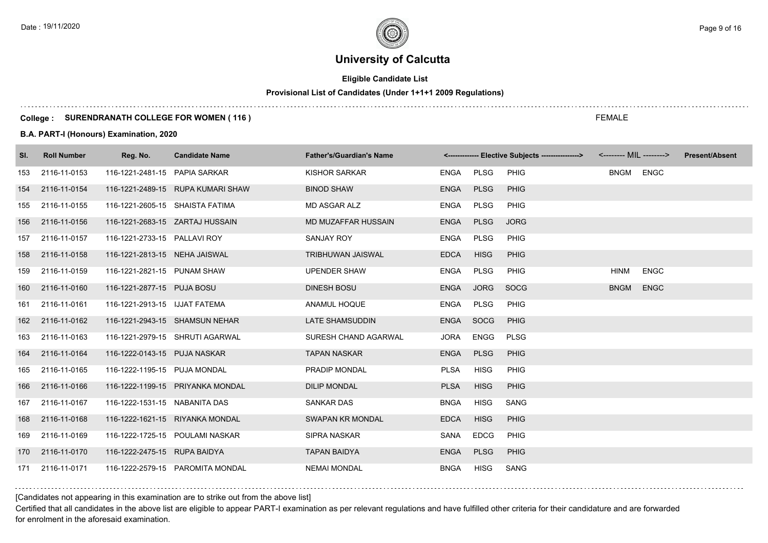# University of Calcutta

**Eligible Candidate List**

**Provisional List of Candidates (Under 1+1+1 2009 Regulations)**

**College : SURENDRANATH COLLEGE FOR WOMEN ( 116 )**

FEMALE

**B.A. PART-I (Honours) Examination, 2020**

| Sl. | Roll Number | Reg. No. | Candidate Name | Father's/Guardian's Name | <------------- Elective Subjects ----------------> | | | <-------- MIL --------> | | Present/Absent |
|---|---|---|---|---|---|---|---|---|---|---|
| 153 | 2116-11-0153 | 116-1221-2481-15 | PAPIA SARKAR | KISHOR SARKAR | ENGA | PLSG | PHIG | BNGM | ENGC | |
| 154 | 2116-11-0154 | 116-1221-2489-15 | RUPA KUMARI SHAW | BINOD SHAW | ENGA | PLSG | PHIG | | | |
| 155 | 2116-11-0155 | 116-1221-2605-15 | SHAISTA FATIMA | MD ASGAR ALZ | ENGA | PLSG | PHIG | | | |
| 156 | 2116-11-0156 | 116-1221-2683-15 | ZARTAJ HUSSAIN | MD MUZAFFAR HUSSAIN | ENGA | PLSG | JORG | | | |
| 157 | 2116-11-0157 | 116-1221-2733-15 | PALLAVI ROY | SANJAY ROY | ENGA | PLSG | PHIG | | | |
| 158 | 2116-11-0158 | 116-1221-2813-15 | NEHA JAISWAL | TRIBHUWAN JAISWAL | EDCA | HISG | PHIG | | | |
| 159 | 2116-11-0159 | 116-1221-2821-15 | PUNAM SHAW | UPENDER SHAW | ENGA | PLSG | PHIG | HINM | ENGC | |
| 160 | 2116-11-0160 | 116-1221-2877-15 | PUJA BOSU | DINESH BOSU | ENGA | JORG | SOCG | BNGM | ENGC | |
| 161 | 2116-11-0161 | 116-1221-2913-15 | IJJAT FATEMA | ANAMUL HOQUE | ENGA | PLSG | PHIG | | | |
| 162 | 2116-11-0162 | 116-1221-2943-15 | SHAMSUN NEHAR | LATE SHAMSUDDIN | ENGA | SOCG | PHIG | | | |
| 163 | 2116-11-0163 | 116-1221-2979-15 | SHRUTI AGARWAL | SURESH CHAND AGARWAL | JORA | ENGG | PLSG | | | |
| 164 | 2116-11-0164 | 116-1222-0143-15 | PUJA NASKAR | TAPAN NASKAR | ENGA | PLSG | PHIG | | | |
| 165 | 2116-11-0165 | 116-1222-1195-15 | PUJA MONDAL | PRADIP MONDAL | PLSA | HISG | PHIG | | | |
| 166 | 2116-11-0166 | 116-1222-1199-15 | PRIYANKA MONDAL | DILIP MONDAL | PLSA | HISG | PHIG | | | |
| 167 | 2116-11-0167 | 116-1222-1531-15 | NABANITA DAS | SANKAR DAS | BNGA | HISG | SANG | | | |
| 168 | 2116-11-0168 | 116-1222-1621-15 | RIYANKA MONDAL | SWAPAN KR MONDAL | EDCA | HISG | PHIG | | | |
| 169 | 2116-11-0169 | 116-1222-1725-15 | POULAMI NASKAR | SIPRA NASKAR | SANA | EDCG | PHIG | | | |
| 170 | 2116-11-0170 | 116-1222-2475-15 | RUPA BAIDYA | TAPAN BAIDYA | ENGA | PLSG | PHIG | | | |
| 171 | 2116-11-0171 | 116-1222-2579-15 | PAROMITA MONDAL | NEMAI MONDAL | BNGA | HISG | SANG | | | |

[Candidates not appearing in this examination are to strike out from the above list]

Certified that all candidates in the above list are eligible to appear PART-I examination as per relevant regulations and have fulfilled other criteria for their candidature and are forwarded for enrolment in the aforesaid examination.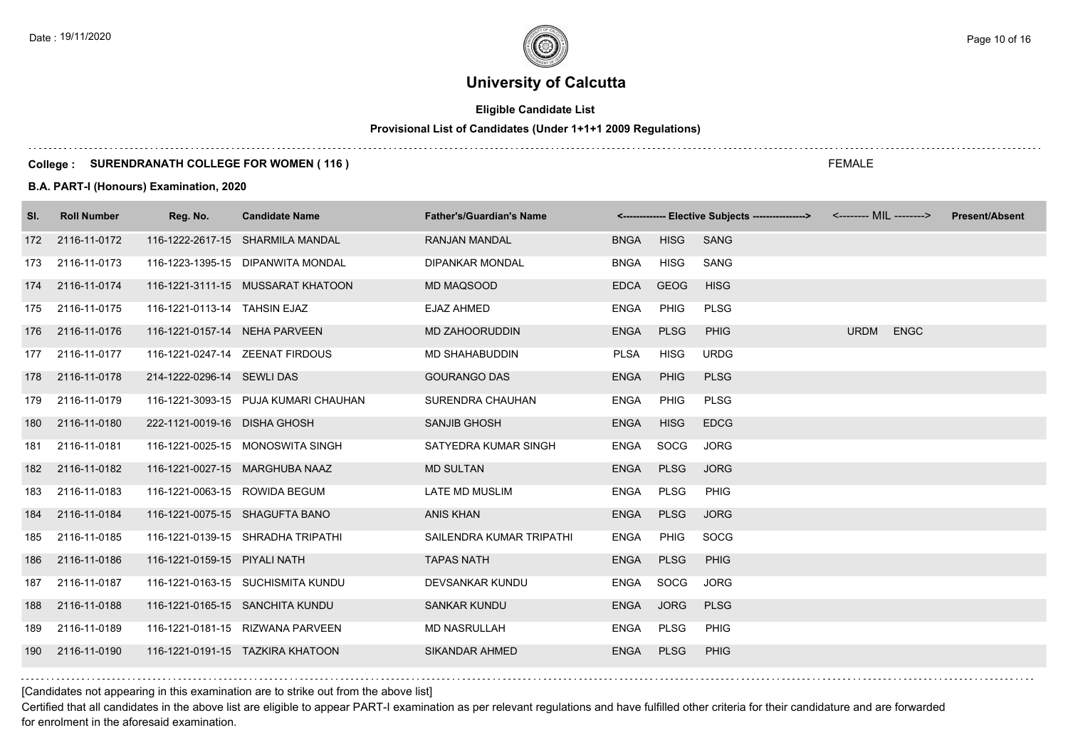# University of Calcutta

**Eligible Candidate List**

**Provisional List of Candidates (Under 1+1+1 2009 Regulations)**

**College : SURENDRANATH COLLEGE FOR WOMEN ( 116 )**

FEMALE

**B.A. PART-I (Honours) Examination, 2020**

| Sl. | Roll Number | Reg. No. | Candidate Name | Father's/Guardian's Name | <------------- Elective Subjects ----------------> | | | <-------- MIL --------> | | Present/Absent |
|---|---|---|---|---|---|---|---|---|---|---|
| 172 | 2116-11-0172 | 116-1222-2617-15 | SHARMILA MANDAL | RANJAN MANDAL | BNGA | HISG | SANG | | | |
| 173 | 2116-11-0173 | 116-1223-1395-15 | DIPANWITA MONDAL | DIPANKAR MONDAL | BNGA | HISG | SANG | | | |
| 174 | 2116-11-0174 | 116-1221-3111-15 | MUSSARAT KHATOON | MD MAQSOOD | EDCA | GEOG | HISG | | | |
| 175 | 2116-11-0175 | 116-1221-0113-14 | TAHSIN EJAZ | EJAZ AHMED | ENGA | PHIG | PLSG | | | |
| 176 | 2116-11-0176 | 116-1221-0157-14 | NEHA PARVEEN | MD ZAHOORUDDIN | ENGA | PLSG | PHIG | URDM | ENGC | |
| 177 | 2116-11-0177 | 116-1221-0247-14 | ZEENAT FIRDOUS | MD SHAHABUDDIN | PLSA | HISG | URDG | | | |
| 178 | 2116-11-0178 | 214-1222-0296-14 | SEWLI DAS | GOURANGO DAS | ENGA | PHIG | PLSG | | | |
| 179 | 2116-11-0179 | 116-1221-3093-15 | PUJA KUMARI CHAUHAN | SURENDRA CHAUHAN | ENGA | PHIG | PLSG | | | |
| 180 | 2116-11-0180 | 222-1121-0019-16 | DISHA GHOSH | SANJIB GHOSH | ENGA | HISG | EDCG | | | |
| 181 | 2116-11-0181 | 116-1221-0025-15 | MONOSWITA SINGH | SATYEDRA KUMAR SINGH | ENGA | SOCG | JORG | | | |
| 182 | 2116-11-0182 | 116-1221-0027-15 | MARGHUBA NAAZ | MD SULTAN | ENGA | PLSG | JORG | | | |
| 183 | 2116-11-0183 | 116-1221-0063-15 | ROWIDA BEGUM | LATE MD MUSLIM | ENGA | PLSG | PHIG | | | |
| 184 | 2116-11-0184 | 116-1221-0075-15 | SHAGUFTA BANO | ANIS KHAN | ENGA | PLSG | JORG | | | |
| 185 | 2116-11-0185 | 116-1221-0139-15 | SHRADHA TRIPATHI | SAILENDRA KUMAR TRIPATHI | ENGA | PHIG | SOCG | | | |
| 186 | 2116-11-0186 | 116-1221-0159-15 | PIYALI NATH | TAPAS NATH | ENGA | PLSG | PHIG | | | |
| 187 | 2116-11-0187 | 116-1221-0163-15 | SUCHISMITA KUNDU | DEVSANKAR KUNDU | ENGA | SOCG | JORG | | | |
| 188 | 2116-11-0188 | 116-1221-0165-15 | SANCHITA KUNDU | SANKAR KUNDU | ENGA | JORG | PLSG | | | |
| 189 | 2116-11-0189 | 116-1221-0181-15 | RIZWANA PARVEEN | MD NASRULLAH | ENGA | PLSG | PHIG | | | |
| 190 | 2116-11-0190 | 116-1221-0191-15 | TAZKIRA KHATOON | SIKANDAR AHMED | ENGA | PLSG | PHIG | | | |

[Candidates not appearing in this examination are to strike out from the above list]

Certified that all candidates in the above list are eligible to appear PART-I examination as per relevant regulations and have fulfilled other criteria for their candidature and are forwarded for enrolment in the aforesaid examination.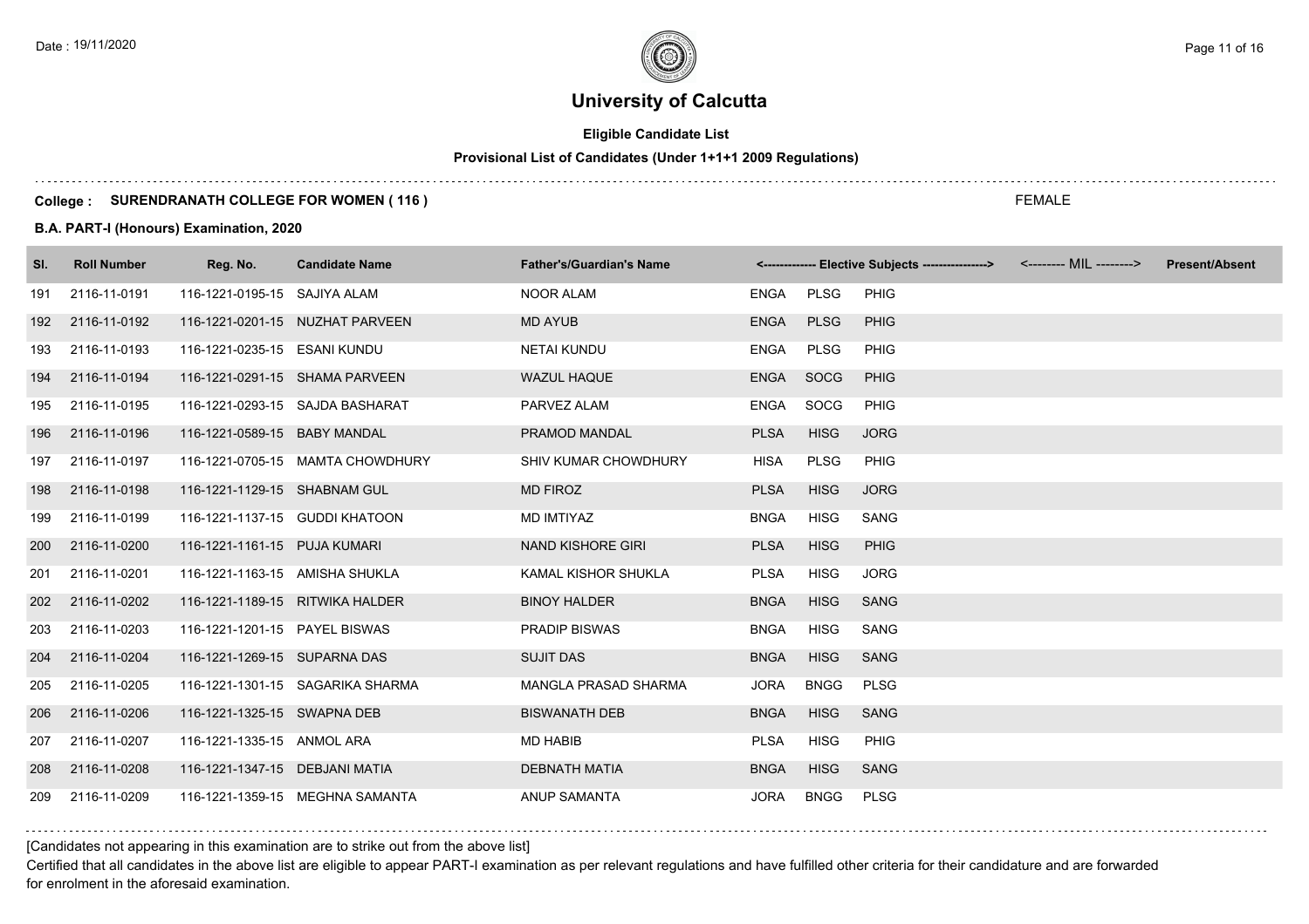# University of Calcutta

## Eligible Candidate List

### Provisional List of Candidates (Under 1+1+1 2009 Regulations)

**College : SURENDRANATH COLLEGE FOR WOMEN ( 116 )**

FEMALE

**B.A. PART-I (Honours) Examination, 2020**

| Sl. | Roll Number | Reg. No. | Candidate Name | Father's/Guardian's Name | <------------- Elective Subjects ----------------> | | | <-------- MIL --------> | Present/Absent |
|---|---|---|---|---|---|---|---|---|---|
| 191 | 2116-11-0191 | 116-1221-0195-15 | SAJIYA ALAM | NOOR ALAM | ENGA | PLSG | PHIG | | |
| 192 | 2116-11-0192 | 116-1221-0201-15 | NUZHAT PARVEEN | MD AYUB | ENGA | PLSG | PHIG | | |
| 193 | 2116-11-0193 | 116-1221-0235-15 | ESANI KUNDU | NETAI KUNDU | ENGA | PLSG | PHIG | | |
| 194 | 2116-11-0194 | 116-1221-0291-15 | SHAMA PARVEEN | WAZUL HAQUE | ENGA | SOCG | PHIG | | |
| 195 | 2116-11-0195 | 116-1221-0293-15 | SAJDA BASHARAT | PARVEZ ALAM | ENGA | SOCG | PHIG | | |
| 196 | 2116-11-0196 | 116-1221-0589-15 | BABY MANDAL | PRAMOD MANDAL | PLSA | HISG | JORG | | |
| 197 | 2116-11-0197 | 116-1221-0705-15 | MAMTA CHOWDHURY | SHIV KUMAR CHOWDHURY | HISA | PLSG | PHIG | | |
| 198 | 2116-11-0198 | 116-1221-1129-15 | SHABNAM GUL | MD FIROZ | PLSA | HISG | JORG | | |
| 199 | 2116-11-0199 | 116-1221-1137-15 | GUDDI KHATOON | MD IMTIYAZ | BNGA | HISG | SANG | | |
| 200 | 2116-11-0200 | 116-1221-1161-15 | PUJA KUMARI | NAND KISHORE GIRI | PLSA | HISG | PHIG | | |
| 201 | 2116-11-0201 | 116-1221-1163-15 | AMISHA SHUKLA | KAMAL KISHOR SHUKLA | PLSA | HISG | JORG | | |
| 202 | 2116-11-0202 | 116-1221-1189-15 | RITWIKA HALDER | BINOY HALDER | BNGA | HISG | SANG | | |
| 203 | 2116-11-0203 | 116-1221-1201-15 | PAYEL BISWAS | PRADIP BISWAS | BNGA | HISG | SANG | | |
| 204 | 2116-11-0204 | 116-1221-1269-15 | SUPARNA DAS | SUJIT DAS | BNGA | HISG | SANG | | |
| 205 | 2116-11-0205 | 116-1221-1301-15 | SAGARIKA SHARMA | MANGLA PRASAD SHARMA | JORA | BNGG | PLSG | | |
| 206 | 2116-11-0206 | 116-1221-1325-15 | SWAPNA DEB | BISWANATH DEB | BNGA | HISG | SANG | | |
| 207 | 2116-11-0207 | 116-1221-1335-15 | ANMOL ARA | MD HABIB | PLSA | HISG | PHIG | | |
| 208 | 2116-11-0208 | 116-1221-1347-15 | DEBJANI MATIA | DEBNATH MATIA | BNGA | HISG | SANG | | |
| 209 | 2116-11-0209 | 116-1221-1359-15 | MEGHNA SAMANTA | ANUP SAMANTA | JORA | BNGG | PLSG | | |

[Candidates not appearing in this examination are to strike out from the above list]

Certified that all candidates in the above list are eligible to appear PART-I examination as per relevant regulations and have fulfilled other criteria for their candidature and are forwarded for enrolment in the aforesaid examination.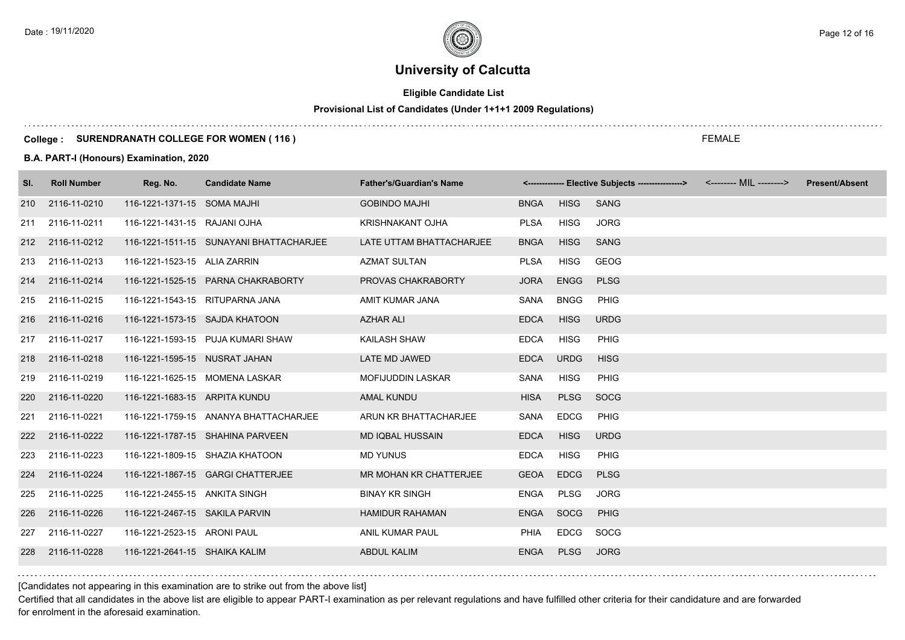# University of Calcutta

**Eligible Candidate List**

**Provisional List of Candidates (Under 1+1+1 2009 Regulations)**

**College : SURENDRANATH COLLEGE FOR WOMEN ( 116 )**

FEMALE

**B.A. PART-I (Honours) Examination, 2020**

| Sl. | Roll Number | Reg. No. | Candidate Name | Father's/Guardian's Name | <------------- Elective Subjects ----------------> | | | <-------- MIL --------> | Present/Absent |
|---|---|---|---|---|---|---|---|---|---|
| 210 | 2116-11-0210 | 116-1221-1371-15 | SOMA MAJHI | GOBINDO MAJHI | BNGA | HISG | SANG | | |
| 211 | 2116-11-0211 | 116-1221-1431-15 | RAJANI OJHA | KRISHNAKANT OJHA | PLSA | HISG | JORG | | |
| 212 | 2116-11-0212 | 116-1221-1511-15 | SUNAYANI BHATTACHARJEE | LATE UTTAM BHATTACHARJEE | BNGA | HISG | SANG | | |
| 213 | 2116-11-0213 | 116-1221-1523-15 | ALIA ZARRIN | AZMAT SULTAN | PLSA | HISG | GEOG | | |
| 214 | 2116-11-0214 | 116-1221-1525-15 | PARNA CHAKRABORTY | PROVAS CHAKRABORTY | JORA | ENGG | PLSG | | |
| 215 | 2116-11-0215 | 116-1221-1543-15 | RITUPARNA JANA | AMIT KUMAR JANA | SANA | BNGG | PHIG | | |
| 216 | 2116-11-0216 | 116-1221-1573-15 | SAJDA KHATOON | AZHAR ALI | EDCA | HISG | URDG | | |
| 217 | 2116-11-0217 | 116-1221-1593-15 | PUJA KUMARI SHAW | KAILASH SHAW | EDCA | HISG | PHIG | | |
| 218 | 2116-11-0218 | 116-1221-1595-15 | NUSRAT JAHAN | LATE MD JAWED | EDCA | URDG | HISG | | |
| 219 | 2116-11-0219 | 116-1221-1625-15 | MOMENA LASKAR | MOFIJUDDIN LASKAR | SANA | HISG | PHIG | | |
| 220 | 2116-11-0220 | 116-1221-1683-15 | ARPITA KUNDU | AMAL KUNDU | HISA | PLSG | SOCG | | |
| 221 | 2116-11-0221 | 116-1221-1759-15 | ANANYA BHATTACHARJEE | ARUN KR BHATTACHARJEE | SANA | EDCG | PHIG | | |
| 222 | 2116-11-0222 | 116-1221-1787-15 | SHAHINA PARVEEN | MD IQBAL HUSSAIN | EDCA | HISG | URDG | | |
| 223 | 2116-11-0223 | 116-1221-1809-15 | SHAZIA KHATOON | MD YUNUS | EDCA | HISG | PHIG | | |
| 224 | 2116-11-0224 | 116-1221-1867-15 | GARGI CHATTERJEE | MR MOHAN KR CHATTERJEE | GEOA | EDCG | PLSG | | |
| 225 | 2116-11-0225 | 116-1221-2455-15 | ANKITA SINGH | BINAY KR SINGH | ENGA | PLSG | JORG | | |
| 226 | 2116-11-0226 | 116-1221-2467-15 | SAKILA PARVIN | HAMIDUR RAHAMAN | ENGA | SOCG | PHIG | | |
| 227 | 2116-11-0227 | 116-1221-2523-15 | ARONI PAUL | ANIL KUMAR PAUL | PHIA | EDCG | SOCG | | |
| 228 | 2116-11-0228 | 116-1221-2641-15 | SHAIKA KALIM | ABDUL KALIM | ENGA | PLSG | JORG | | |

[Candidates not appearing in this examination are to strike out from the above list]

Certified that all candidates in the above list are eligible to appear PART-I examination as per relevant regulations and have fulfilled other criteria for their candidature and are forwarded for enrolment in the aforesaid examination.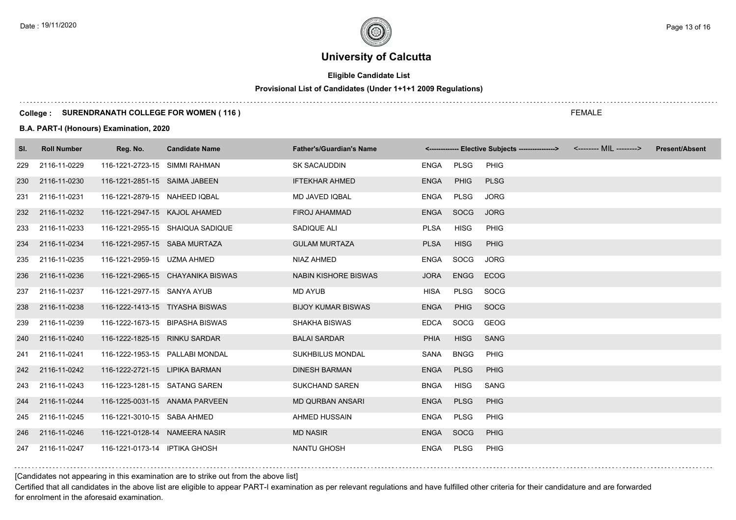# University of Calcutta

**Eligible Candidate List**

**Provisional List of Candidates (Under 1+1+1 2009 Regulations)**

**College : SURENDRANATH COLLEGE FOR WOMEN ( 116 )**

FEMALE

**B.A. PART-I (Honours) Examination, 2020**

| Sl. | Roll Number | Reg. No. | Candidate Name | Father's/Guardian's Name | <------------- Elective Subjects ----------------> | | | <-------- MIL --------> | Present/Absent |
|---|---|---|---|---|---|---|---|---|---|
| 229 | 2116-11-0229 | 116-1221-2723-15 | SIMMI RAHMAN | SK SACAUDDIN | ENGA | PLSG | PHIG | | |
| 230 | 2116-11-0230 | 116-1221-2851-15 | SAIMA JABEEN | IFTEKHAR AHMED | ENGA | PHIG | PLSG | | |
| 231 | 2116-11-0231 | 116-1221-2879-15 | NAHEED IQBAL | MD JAVED IQBAL | ENGA | PLSG | JORG | | |
| 232 | 2116-11-0232 | 116-1221-2947-15 | KAJOL AHAMED | FIROJ AHAMMAD | ENGA | SOCG | JORG | | |
| 233 | 2116-11-0233 | 116-1221-2955-15 | SHAIQUA SADIQUE | SADIQUE ALI | PLSA | HISG | PHIG | | |
| 234 | 2116-11-0234 | 116-1221-2957-15 | SABA MURTAZA | GULAM MURTAZA | PLSA | HISG | PHIG | | |
| 235 | 2116-11-0235 | 116-1221-2959-15 | UZMA AHMED | NIAZ AHMED | ENGA | SOCG | JORG | | |
| 236 | 2116-11-0236 | 116-1221-2965-15 | CHAYANIKA BISWAS | NABIN KISHORE BISWAS | JORA | ENGG | ECOG | | |
| 237 | 2116-11-0237 | 116-1221-2977-15 | SANYA AYUB | MD AYUB | HISA | PLSG | SOCG | | |
| 238 | 2116-11-0238 | 116-1222-1413-15 | TIYASHA BISWAS | BIJOY KUMAR BISWAS | ENGA | PHIG | SOCG | | |
| 239 | 2116-11-0239 | 116-1222-1673-15 | BIPASHA BISWAS | SHAKHA BISWAS | EDCA | SOCG | GEOG | | |
| 240 | 2116-11-0240 | 116-1222-1825-15 | RINKU SARDAR | BALAI SARDAR | PHIA | HISG | SANG | | |
| 241 | 2116-11-0241 | 116-1222-1953-15 | PALLABI MONDAL | SUKHBILUS MONDAL | SANA | BNGG | PHIG | | |
| 242 | 2116-11-0242 | 116-1222-2721-15 | LIPIKA BARMAN | DINESH BARMAN | ENGA | PLSG | PHIG | | |
| 243 | 2116-11-0243 | 116-1223-1281-15 | SATANG SAREN | SUKCHAND SAREN | BNGA | HISG | SANG | | |
| 244 | 2116-11-0244 | 116-1225-0031-15 | ANAMA PARVEEN | MD QURBAN ANSARI | ENGA | PLSG | PHIG | | |
| 245 | 2116-11-0245 | 116-1221-3010-15 | SABA AHMED | AHMED HUSSAIN | ENGA | PLSG | PHIG | | |
| 246 | 2116-11-0246 | 116-1221-0128-14 | NAMEERA NASIR | MD NASIR | ENGA | SOCG | PHIG | | |
| 247 | 2116-11-0247 | 116-1221-0173-14 | IPTIKA GHOSH | NANTU GHOSH | ENGA | PLSG | PHIG | | |

[Candidates not appearing in this examination are to strike out from the above list]

Certified that all candidates in the above list are eligible to appear PART-I examination as per relevant regulations and have fulfilled other criteria for their candidature and are forwarded for enrolment in the aforesaid examination.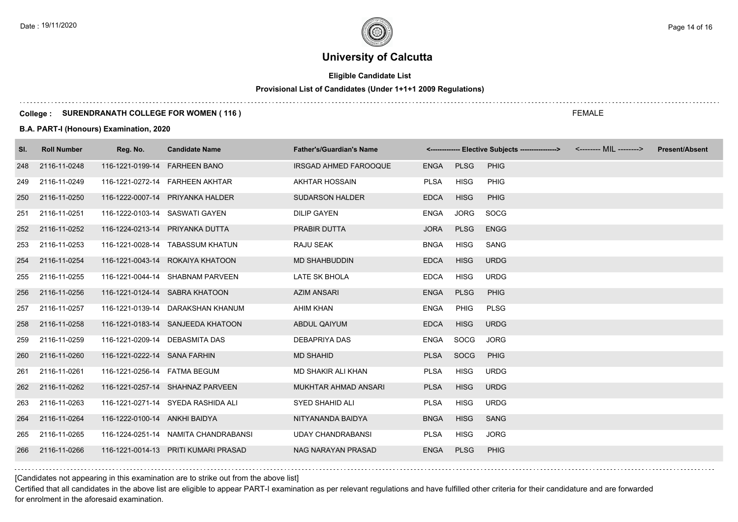# University of Calcutta

**Eligible Candidate List**

**Provisional List of Candidates (Under 1+1+1 2009 Regulations)**

**College : SURENDRANATH COLLEGE FOR WOMEN ( 116 )**

FEMALE

**B.A. PART-I (Honours) Examination, 2020**

| Sl. | Roll Number | Reg. No. | Candidate Name | Father's/Guardian's Name | <------------- Elective Subjects ----------------> | | | <-------- MIL --------> | Present/Absent |
|---|---|---|---|---|---|---|---|---|---|
| 248 | 2116-11-0248 | 116-1221-0199-14 | FARHEEN BANO | IRSGAD AHMED FAROOQUE | ENGA | PLSG | PHIG | | |
| 249 | 2116-11-0249 | 116-1221-0272-14 | FARHEEN AKHTAR | AKHTAR HOSSAIN | PLSA | HISG | PHIG | | |
| 250 | 2116-11-0250 | 116-1222-0007-14 | PRIYANKA HALDER | SUDARSON HALDER | EDCA | HISG | PHIG | | |
| 251 | 2116-11-0251 | 116-1222-0103-14 | SASWATI GAYEN | DILIP GAYEN | ENGA | JORG | SOCG | | |
| 252 | 2116-11-0252 | 116-1224-0213-14 | PRIYANKA DUTTA | PRABIR DUTTA | JORA | PLSG | ENGG | | |
| 253 | 2116-11-0253 | 116-1221-0028-14 | TABASSUM KHATUN | RAJU SEAK | BNGA | HISG | SANG | | |
| 254 | 2116-11-0254 | 116-1221-0043-14 | ROKAIYA KHATOON | MD SHAHBUDDIN | EDCA | HISG | URDG | | |
| 255 | 2116-11-0255 | 116-1221-0044-14 | SHABNAM PARVEEN | LATE SK BHOLA | EDCA | HISG | URDG | | |
| 256 | 2116-11-0256 | 116-1221-0124-14 | SABRA KHATOON | AZIM ANSARI | ENGA | PLSG | PHIG | | |
| 257 | 2116-11-0257 | 116-1221-0139-14 | DARAKSHAN KHANUM | AHIM KHAN | ENGA | PHIG | PLSG | | |
| 258 | 2116-11-0258 | 116-1221-0183-14 | SANJEEDA KHATOON | ABDUL QAIYUM | EDCA | HISG | URDG | | |
| 259 | 2116-11-0259 | 116-1221-0209-14 | DEBASMITA DAS | DEBAPRIYA DAS | ENGA | SOCG | JORG | | |
| 260 | 2116-11-0260 | 116-1221-0222-14 | SANA FARHIN | MD SHAHID | PLSA | SOCG | PHIG | | |
| 261 | 2116-11-0261 | 116-1221-0256-14 | FATMA BEGUM | MD SHAKIR ALI KHAN | PLSA | HISG | URDG | | |
| 262 | 2116-11-0262 | 116-1221-0257-14 | SHAHNAZ PARVEEN | MUKHTAR AHMAD ANSARI | PLSA | HISG | URDG | | |
| 263 | 2116-11-0263 | 116-1221-0271-14 | SYEDA RASHIDA ALI | SYED SHAHID ALI | PLSA | HISG | URDG | | |
| 264 | 2116-11-0264 | 116-1222-0100-14 | ANKHI BAIDYA | NITYANANDA BAIDYA | BNGA | HISG | SANG | | |
| 265 | 2116-11-0265 | 116-1224-0251-14 | NAMITA CHANDRABANSI | UDAY CHANDRABANSI | PLSA | HISG | JORG | | |
| 266 | 2116-11-0266 | 116-1221-0014-13 | PRITI KUMARI PRASAD | NAG NARAYAN PRASAD | ENGA | PLSG | PHIG | | |

[Candidates not appearing in this examination are to strike out from the above list]

Certified that all candidates in the above list are eligible to appear PART-I examination as per relevant regulations and have fulfilled other criteria for their candidature and are forwarded for enrolment in the aforesaid examination.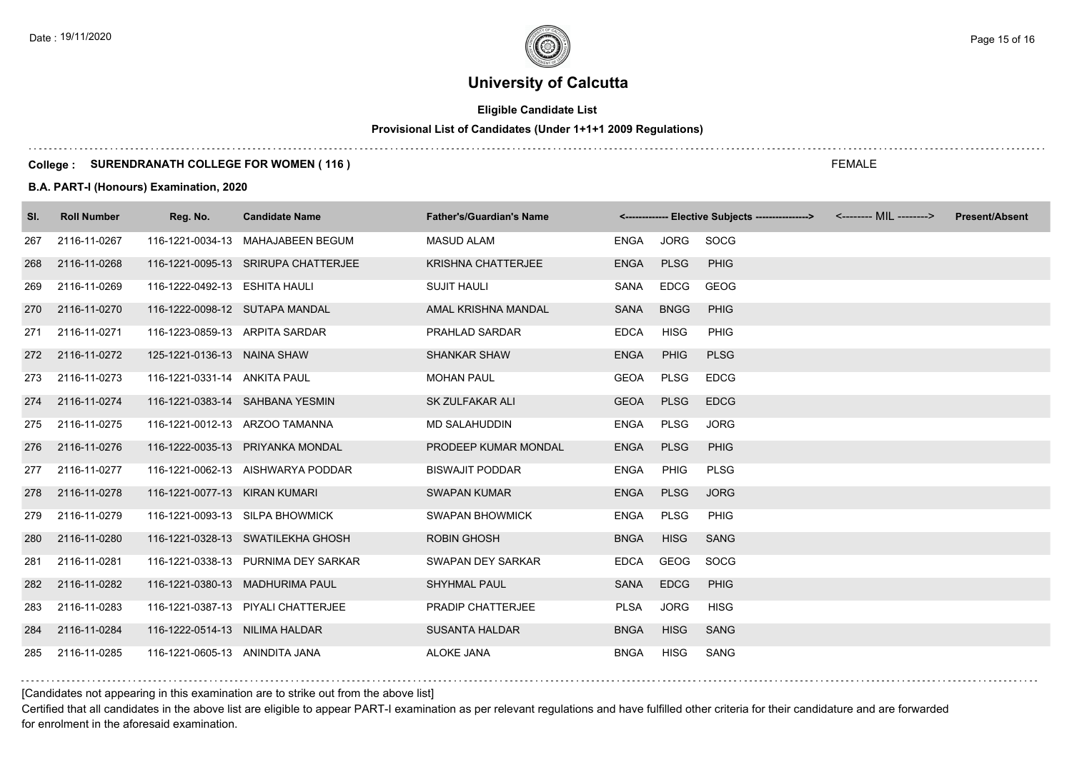# University of Calcutta

## Eligible Candidate List

### Provisional List of Candidates (Under 1+1+1 2009 Regulations)

**College : SURENDRANATH COLLEGE FOR WOMEN ( 116 )** FEMALE

**B.A. PART-I (Honours) Examination, 2020**

| Sl. | Roll Number | Reg. No. | Candidate Name | Father's/Guardian's Name | <------------- Elective Subjects ----------------> | | | <-------- MIL --------> | Present/Absent |
|---|---|---|---|---|---|---|---|---|---|
| 267 | 2116-11-0267 | 116-1221-0034-13 | MAHAJABEEN BEGUM | MASUD ALAM | ENGA | JORG | SOCG | | |
| 268 | 2116-11-0268 | 116-1221-0095-13 | SRIRUPA CHATTERJEE | KRISHNA CHATTERJEE | ENGA | PLSG | PHIG | | |
| 269 | 2116-11-0269 | 116-1222-0492-13 | ESHITA HAULI | SUJIT HAULI | SANA | EDCG | GEOG | | |
| 270 | 2116-11-0270 | 116-1222-0098-12 | SUTAPA MANDAL | AMAL KRISHNA MANDAL | SANA | BNGG | PHIG | | |
| 271 | 2116-11-0271 | 116-1223-0859-13 | ARPITA SARDAR | PRAHLAD SARDAR | EDCA | HISG | PHIG | | |
| 272 | 2116-11-0272 | 125-1221-0136-13 | NAINA SHAW | SHANKAR SHAW | ENGA | PHIG | PLSG | | |
| 273 | 2116-11-0273 | 116-1221-0331-14 | ANKITA PAUL | MOHAN PAUL | GEOA | PLSG | EDCG | | |
| 274 | 2116-11-0274 | 116-1221-0383-14 | SAHBANA YESMIN | SK ZULFAKAR ALI | GEOA | PLSG | EDCG | | |
| 275 | 2116-11-0275 | 116-1221-0012-13 | ARZOO TAMANNA | MD SALAHUDDIN | ENGA | PLSG | JORG | | |
| 276 | 2116-11-0276 | 116-1222-0035-13 | PRIYANKA MONDAL | PRODEEP KUMAR MONDAL | ENGA | PLSG | PHIG | | |
| 277 | 2116-11-0277 | 116-1221-0062-13 | AISHWARYA PODDAR | BISWAJIT PODDAR | ENGA | PHIG | PLSG | | |
| 278 | 2116-11-0278 | 116-1221-0077-13 | KIRAN KUMARI | SWAPAN KUMAR | ENGA | PLSG | JORG | | |
| 279 | 2116-11-0279 | 116-1221-0093-13 | SILPA BHOWMICK | SWAPAN BHOWMICK | ENGA | PLSG | PHIG | | |
| 280 | 2116-11-0280 | 116-1221-0328-13 | SWATILEKHA GHOSH | ROBIN GHOSH | BNGA | HISG | SANG | | |
| 281 | 2116-11-0281 | 116-1221-0338-13 | PURNIMA DEY SARKAR | SWAPAN DEY SARKAR | EDCA | GEOG | SOCG | | |
| 282 | 2116-11-0282 | 116-1221-0380-13 | MADHURIMA PAUL | SHYHMAL PAUL | SANA | EDCG | PHIG | | |
| 283 | 2116-11-0283 | 116-1221-0387-13 | PIYALI CHATTERJEE | PRADIP CHATTERJEE | PLSA | JORG | HISG | | |
| 284 | 2116-11-0284 | 116-1222-0514-13 | NILIMA HALDAR | SUSANTA HALDAR | BNGA | HISG | SANG | | |
| 285 | 2116-11-0285 | 116-1221-0605-13 | ANINDITA JANA | ALOKE JANA | BNGA | HISG | SANG | | |

[Candidates not appearing in this examination are to strike out from the above list]

Certified that all candidates in the above list are eligible to appear PART-I examination as per relevant regulations and have fulfilled other criteria for their candidature and are forwarded for enrolment in the aforesaid examination.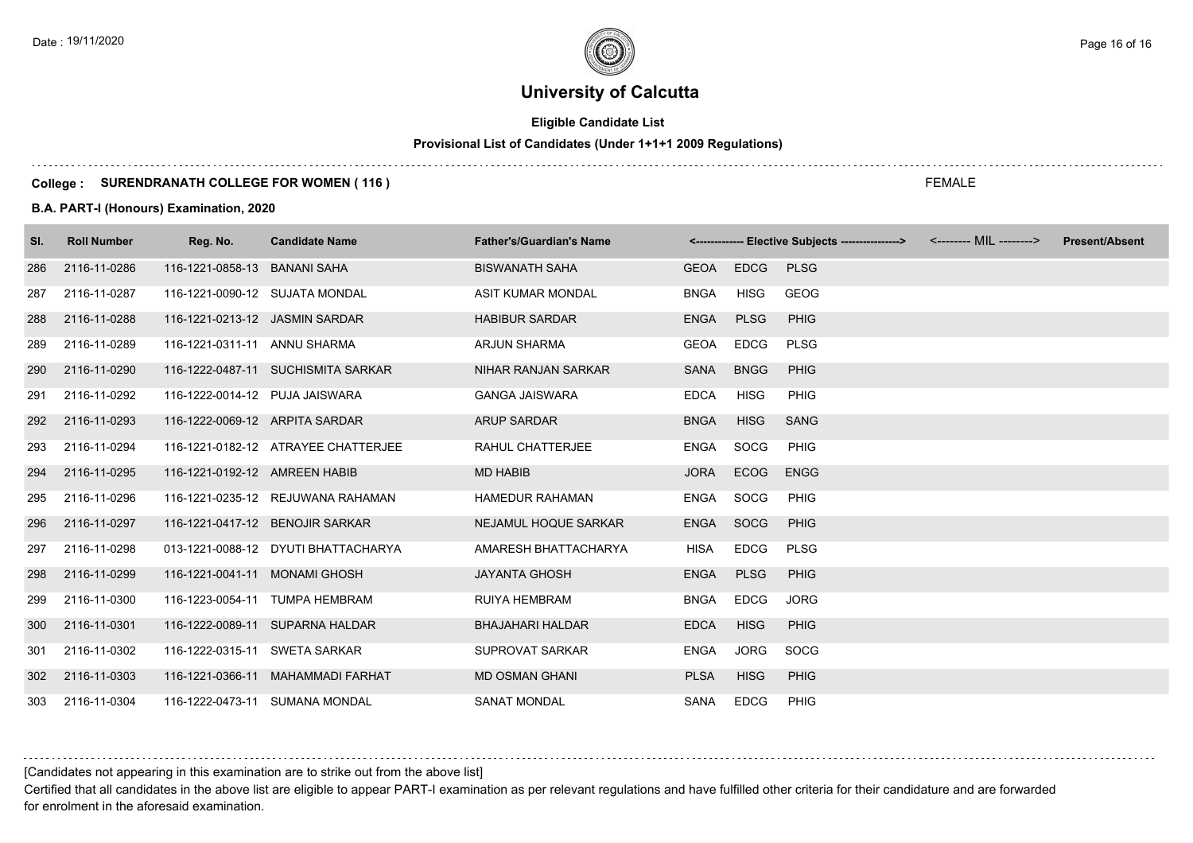# University of Calcutta

**Eligible Candidate List**

**Provisional List of Candidates (Under 1+1+1 2009 Regulations)**

**College : SURENDRANATH COLLEGE FOR WOMEN ( 116 )** FEMALE

**B.A. PART-I (Honours) Examination, 2020**

| Sl. | Roll Number | Reg. No. | Candidate Name | Father's/Guardian's Name | <------------- Elective Subjects ----------------> | | | <-------- MIL --------> | Present/Absent |
|---|---|---|---|---|---|---|---|---|---|
| 286 | 2116-11-0286 | 116-1221-0858-13 | BANANI SAHA | BISWANATH SAHA | GEOA | EDCG | PLSG | | |
| 287 | 2116-11-0287 | 116-1221-0090-12 | SUJATA MONDAL | ASIT KUMAR MONDAL | BNGA | HISG | GEOG | | |
| 288 | 2116-11-0288 | 116-1221-0213-12 | JASMIN SARDAR | HABIBUR SARDAR | ENGA | PLSG | PHIG | | |
| 289 | 2116-11-0289 | 116-1221-0311-11 | ANNU SHARMA | ARJUN SHARMA | GEOA | EDCG | PLSG | | |
| 290 | 2116-11-0290 | 116-1222-0487-11 | SUCHISMITA SARKAR | NIHAR RANJAN SARKAR | SANA | BNGG | PHIG | | |
| 291 | 2116-11-0292 | 116-1222-0014-12 | PUJA JAISWARA | GANGA JAISWARA | EDCA | HISG | PHIG | | |
| 292 | 2116-11-0293 | 116-1222-0069-12 | ARPITA SARDAR | ARUP SARDAR | BNGA | HISG | SANG | | |
| 293 | 2116-11-0294 | 116-1221-0182-12 | ATRAYEE CHATTERJEE | RAHUL CHATTERJEE | ENGA | SOCG | PHIG | | |
| 294 | 2116-11-0295 | 116-1221-0192-12 | AMREEN HABIB | MD HABIB | JORA | ECOG | ENGG | | |
| 295 | 2116-11-0296 | 116-1221-0235-12 | REJUWANA RAHAMAN | HAMEDUR RAHAMAN | ENGA | SOCG | PHIG | | |
| 296 | 2116-11-0297 | 116-1221-0417-12 | BENOJIR SARKAR | NEJAMUL HOQUE SARKAR | ENGA | SOCG | PHIG | | |
| 297 | 2116-11-0298 | 013-1221-0088-12 | DYUTI BHATTACHARYA | AMARESH BHATTACHARYA | HISA | EDCG | PLSG | | |
| 298 | 2116-11-0299 | 116-1221-0041-11 | MONAMI GHOSH | JAYANTA GHOSH | ENGA | PLSG | PHIG | | |
| 299 | 2116-11-0300 | 116-1223-0054-11 | TUMPA HEMBRAM | RUIYA HEMBRAM | BNGA | EDCG | JORG | | |
| 300 | 2116-11-0301 | 116-1222-0089-11 | SUPARNA HALDAR | BHAJAHARI HALDAR | EDCA | HISG | PHIG | | |
| 301 | 2116-11-0302 | 116-1222-0315-11 | SWETA SARKAR | SUPROVAT SARKAR | ENGA | JORG | SOCG | | |
| 302 | 2116-11-0303 | 116-1221-0366-11 | MAHAMMADI FARHAT | MD OSMAN GHANI | PLSA | HISG | PHIG | | |
| 303 | 2116-11-0304 | 116-1222-0473-11 | SUMANA MONDAL | SANAT MONDAL | SANA | EDCG | PHIG | | |

[Candidates not appearing in this examination are to strike out from the above list]

Certified that all candidates in the above list are eligible to appear PART-I examination as per relevant regulations and have fulfilled other criteria for their candidature and are forwarded for enrolment in the aforesaid examination.